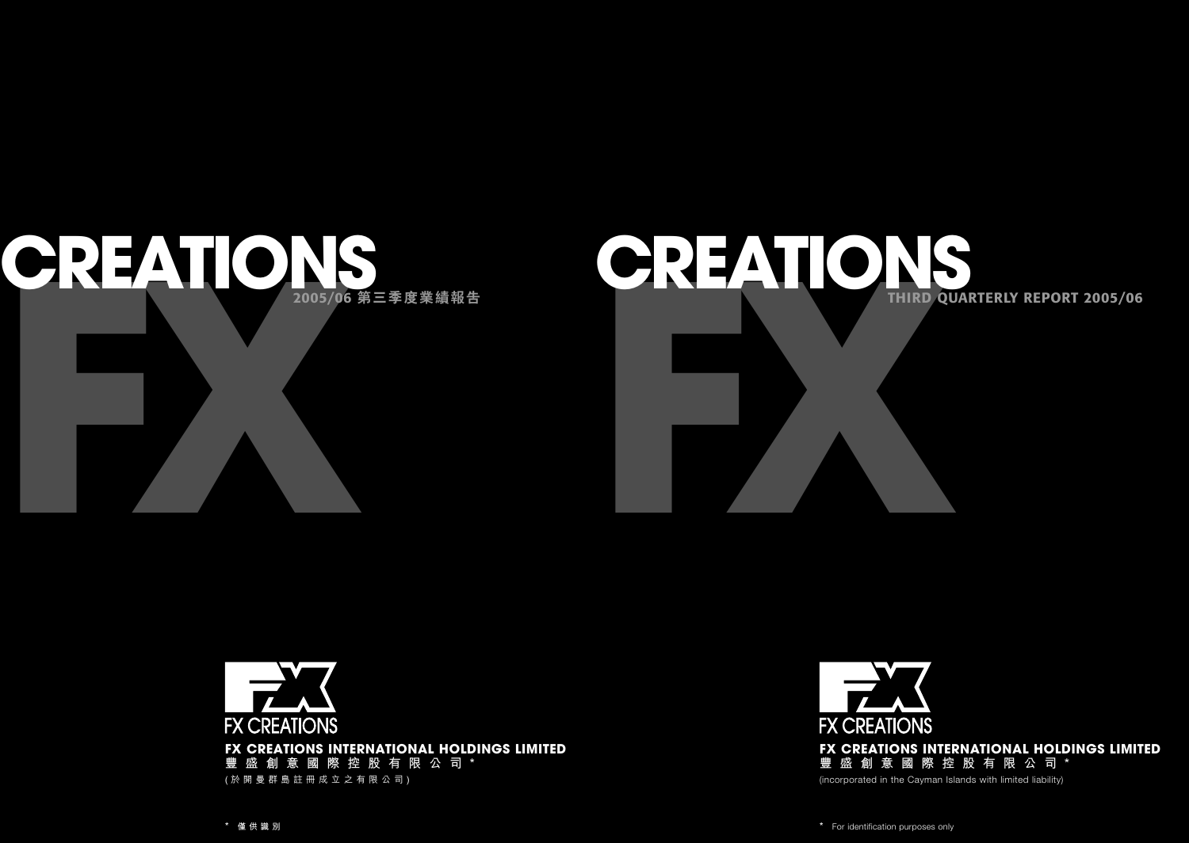# FX CREATIONS

2005/06 第三季度業績報告

FX CREATIONS

**FX CREATIONS INTERNATIONAL HOLDINGS LIMITED**

**豐盛創意國際控股有限公司 ***

(於開曼群島註冊成立之有限公司)

* 僅供識別

# FX CREATIONS

THIRD QUARTERLY REPORT 2005/06

FX CREATIONS

**FX CREATIONS INTERNATIONAL HOLDINGS LIMITED**

**豐盛創意國際控股有限公司 ***

(incorporated in the Cayman Islands with limited liability)

* For identification purposes only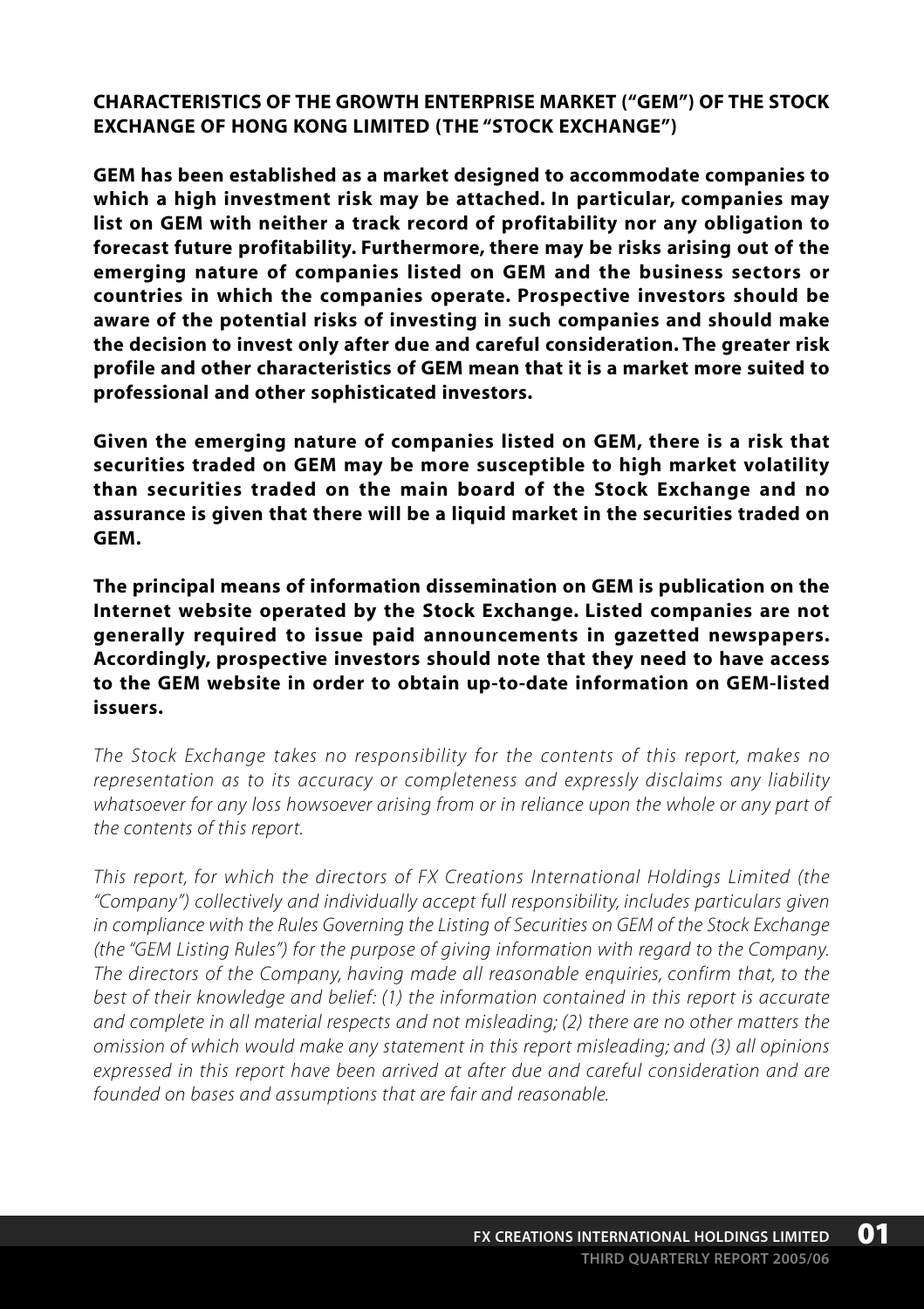## CHARACTERISTICS OF THE GROWTH ENTERPRISE MARKET ("GEM") OF THE STOCK EXCHANGE OF HONG KONG LIMITED (THE "STOCK EXCHANGE")

**GEM has been established as a market designed to accommodate companies to which a high investment risk may be attached. In particular, companies may list on GEM with neither a track record of profitability nor any obligation to forecast future profitability. Furthermore, there may be risks arising out of the emerging nature of companies listed on GEM and the business sectors or countries in which the companies operate. Prospective investors should be aware of the potential risks of investing in such companies and should make the decision to invest only after due and careful consideration. The greater risk profile and other characteristics of GEM mean that it is a market more suited to professional and other sophisticated investors.**

**Given the emerging nature of companies listed on GEM, there is a risk that securities traded on GEM may be more susceptible to high market volatility than securities traded on the main board of the Stock Exchange and no assurance is given that there will be a liquid market in the securities traded on GEM.**

**The principal means of information dissemination on GEM is publication on the Internet website operated by the Stock Exchange. Listed companies are not generally required to issue paid announcements in gazetted newspapers. Accordingly, prospective investors should note that they need to have access to the GEM website in order to obtain up-to-date information on GEM-listed issuers.**

*The Stock Exchange takes no responsibility for the contents of this report, makes no representation as to its accuracy or completeness and expressly disclaims any liability whatsoever for any loss howsoever arising from or in reliance upon the whole or any part of the contents of this report.*

*This report, for which the directors of FX Creations International Holdings Limited (the "Company") collectively and individually accept full responsibility, includes particulars given in compliance with the Rules Governing the Listing of Securities on GEM of the Stock Exchange (the "GEM Listing Rules") for the purpose of giving information with regard to the Company. The directors of the Company, having made all reasonable enquiries, confirm that, to the best of their knowledge and belief: (1) the information contained in this report is accurate and complete in all material respects and not misleading; (2) there are no other matters the omission of which would make any statement in this report misleading; and (3) all opinions expressed in this report have been arrived at after due and careful consideration and are founded on bases and assumptions that are fair and reasonable.*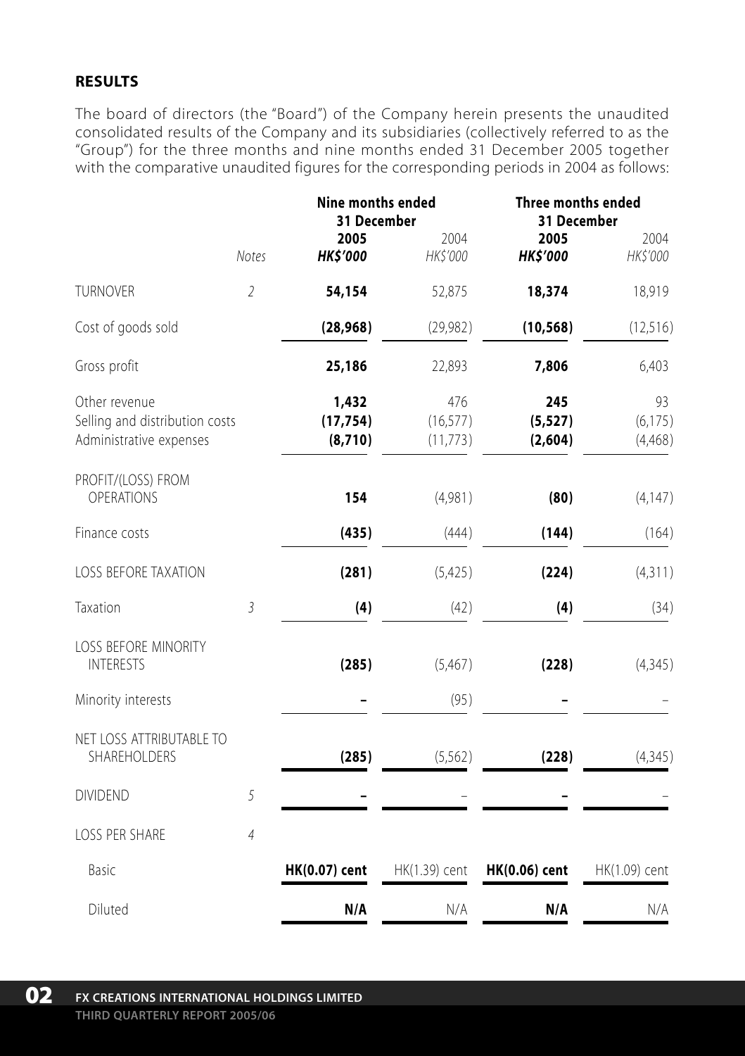## RESULTS

The board of directors (the "Board") of the Company herein presents the unaudited consolidated results of the Company and its subsidiaries (collectively referred to as the "Group") for the three months and nine months ended 31 December 2005 together with the comparative unaudited figures for the corresponding periods in 2004 as follows:

| | | Nine months ended 31 December | | Three months ended 31 December | |
|---|---|---|---|---|---|
| | Notes | **2005** ***HK$'000*** | 2004 *HK$'000* | **2005** ***HK$'000*** | 2004 *HK$'000* |
| TURNOVER | 2 | **54,154** | 52,875 | **18,374** | 18,919 |
| Cost of goods sold | | **(28,968)** | (29,982) | **(10,568)** | (12,516) |
| Gross profit | | **25,186** | 22,893 | **7,806** | 6,403 |
| Other revenue | | **1,432** | 476 | **245** | 93 |
| Selling and distribution costs | | **(17,754)** | (16,577) | **(5,527)** | (6,175) |
| Administrative expenses | | **(8,710)** | (11,773) | **(2,604)** | (4,468) |
| PROFIT/(LOSS) FROM OPERATIONS | | **154** | (4,981) | **(80)** | (4,147) |
| Finance costs | | **(435)** | (444) | **(144)** | (164) |
| LOSS BEFORE TAXATION | | **(281)** | (5,425) | **(224)** | (4,311) |
| Taxation | 3 | **(4)** | (42) | **(4)** | (34) |
| LOSS BEFORE MINORITY INTERESTS | | **(285)** | (5,467) | **(228)** | (4,345) |
| Minority interests | | **–** | (95) | **–** | – |
| NET LOSS ATTRIBUTABLE TO SHAREHOLDERS | | **(285)** | (5,562) | **(228)** | (4,345) |
| DIVIDEND | 5 | **–** | – | **–** | – |
| LOSS PER SHARE | 4 | | | | |
| Basic | | **HK(0.07) cent** | HK(1.39) cent | **HK(0.06) cent** | HK(1.09) cent |
| Diluted | | **N/A** | N/A | **N/A** | N/A |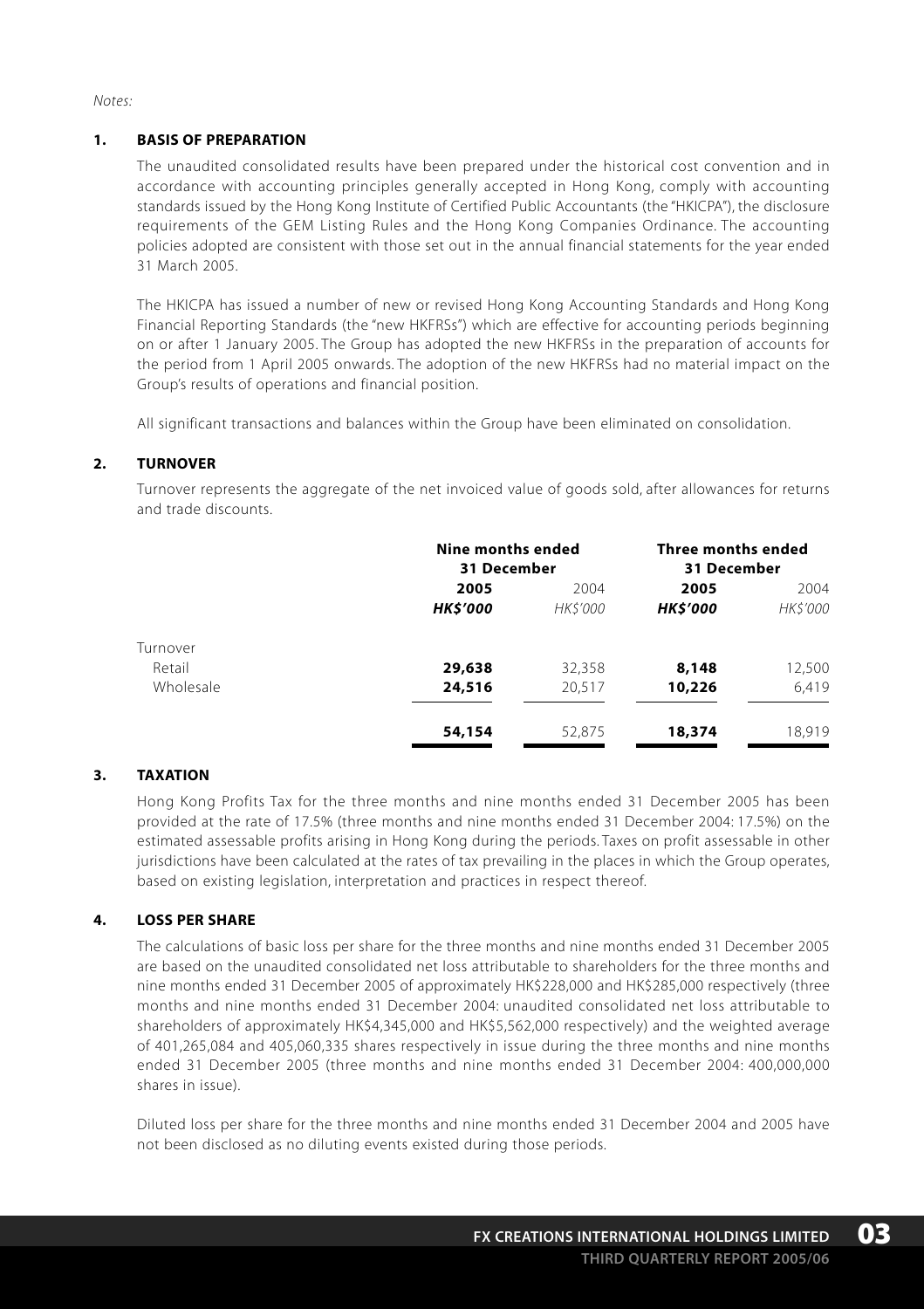*Notes:*

## 1. BASIS OF PREPARATION

The unaudited consolidated results have been prepared under the historical cost convention and in accordance with accounting principles generally accepted in Hong Kong, comply with accounting standards issued by the Hong Kong Institute of Certified Public Accountants (the "HKICPA"), the disclosure requirements of the GEM Listing Rules and the Hong Kong Companies Ordinance. The accounting policies adopted are consistent with those set out in the annual financial statements for the year ended 31 March 2005.

The HKICPA has issued a number of new or revised Hong Kong Accounting Standards and Hong Kong Financial Reporting Standards (the "new HKFRSs") which are effective for accounting periods beginning on or after 1 January 2005. The Group has adopted the new HKFRSs in the preparation of accounts for the period from 1 April 2005 onwards. The adoption of the new HKFRSs had no material impact on the Group's results of operations and financial position.

All significant transactions and balances within the Group have been eliminated on consolidation.

## 2. TURNOVER

Turnover represents the aggregate of the net invoiced value of goods sold, after allowances for returns and trade discounts.

| | Nine months ended 31 December | | Three months ended 31 December | |
|---|---|---|---|---|
| | **2005** | 2004 | **2005** | 2004 |
| | ***HK$'000*** | *HK$'000* | ***HK$'000*** | *HK$'000* |
| Turnover | | | | |
| Retail | **29,638** | 32,358 | **8,148** | 12,500 |
| Wholesale | **24,516** | 20,517 | **10,226** | 6,419 |
| | **54,154** | 52,875 | **18,374** | 18,919 |

## 3. TAXATION

Hong Kong Profits Tax for the three months and nine months ended 31 December 2005 has been provided at the rate of 17.5% (three months and nine months ended 31 December 2004: 17.5%) on the estimated assessable profits arising in Hong Kong during the periods. Taxes on profit assessable in other jurisdictions have been calculated at the rates of tax prevailing in the places in which the Group operates, based on existing legislation, interpretation and practices in respect thereof.

## 4. LOSS PER SHARE

The calculations of basic loss per share for the three months and nine months ended 31 December 2005 are based on the unaudited consolidated net loss attributable to shareholders for the three months and nine months ended 31 December 2005 of approximately HK$228,000 and HK$285,000 respectively (three months and nine months ended 31 December 2004: unaudited consolidated net loss attributable to shareholders of approximately HK$4,345,000 and HK$5,562,000 respectively) and the weighted average of 401,265,084 and 405,060,335 shares respectively in issue during the three months and nine months ended 31 December 2005 (three months and nine months ended 31 December 2004: 400,000,000 shares in issue).

Diluted loss per share for the three months and nine months ended 31 December 2004 and 2005 have not been disclosed as no diluting events existed during those periods.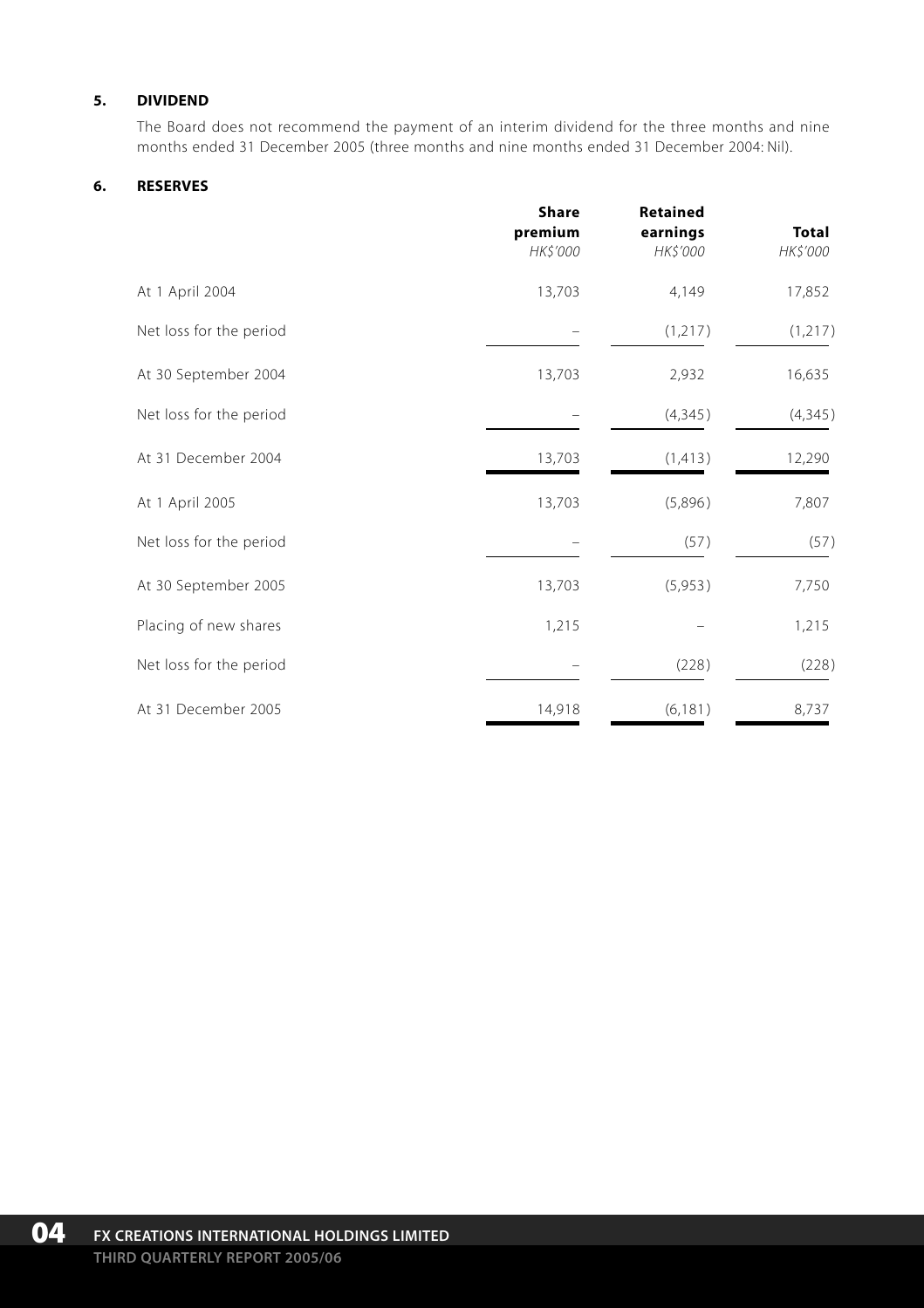## 5. DIVIDEND

The Board does not recommend the payment of an interim dividend for the three months and nine months ended 31 December 2005 (three months and nine months ended 31 December 2004: Nil).

## 6. RESERVES

| | Share premium *HK$'000* | Retained earnings *HK$'000* | Total *HK$'000* |
|---|---|---|---|
| At 1 April 2004 | 13,703 | 4,149 | 17,852 |
| Net loss for the period | – | (1,217) | (1,217) |
| At 30 September 2004 | 13,703 | 2,932 | 16,635 |
| Net loss for the period | – | (4,345) | (4,345) |
| At 31 December 2004 | 13,703 | (1,413) | 12,290 |
| At 1 April 2005 | 13,703 | (5,896) | 7,807 |
| Net loss for the period | – | (57) | (57) |
| At 30 September 2005 | 13,703 | (5,953) | 7,750 |
| Placing of new shares | 1,215 | – | 1,215 |
| Net loss for the period | – | (228) | (228) |
| At 31 December 2005 | 14,918 | (6,181) | 8,737 |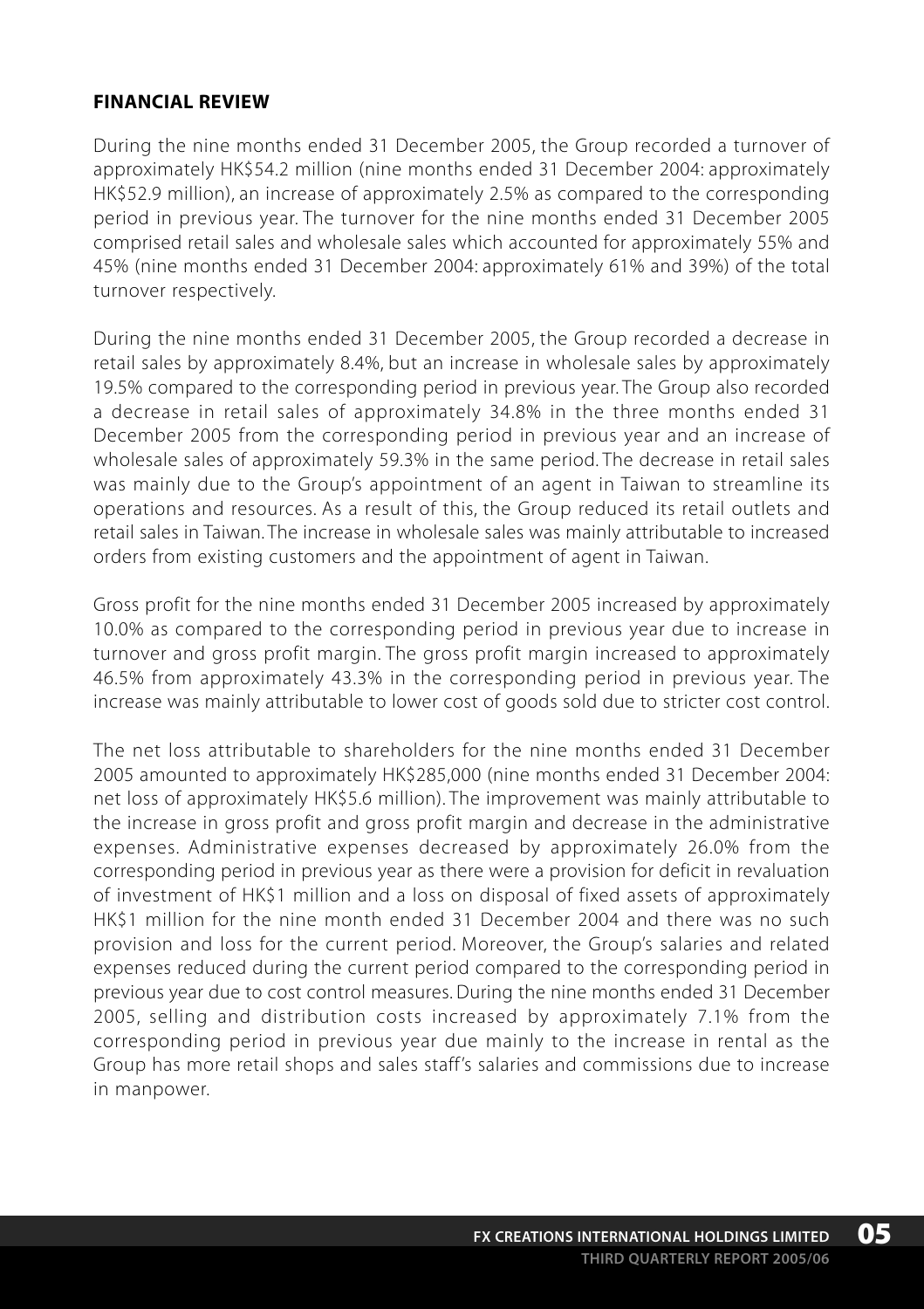## FINANCIAL REVIEW

During the nine months ended 31 December 2005, the Group recorded a turnover of approximately HK$54.2 million (nine months ended 31 December 2004: approximately HK$52.9 million), an increase of approximately 2.5% as compared to the corresponding period in previous year. The turnover for the nine months ended 31 December 2005 comprised retail sales and wholesale sales which accounted for approximately 55% and 45% (nine months ended 31 December 2004: approximately 61% and 39%) of the total turnover respectively.

During the nine months ended 31 December 2005, the Group recorded a decrease in retail sales by approximately 8.4%, but an increase in wholesale sales by approximately 19.5% compared to the corresponding period in previous year. The Group also recorded a decrease in retail sales of approximately 34.8% in the three months ended 31 December 2005 from the corresponding period in previous year and an increase of wholesale sales of approximately 59.3% in the same period. The decrease in retail sales was mainly due to the Group's appointment of an agent in Taiwan to streamline its operations and resources. As a result of this, the Group reduced its retail outlets and retail sales in Taiwan. The increase in wholesale sales was mainly attributable to increased orders from existing customers and the appointment of agent in Taiwan.

Gross profit for the nine months ended 31 December 2005 increased by approximately 10.0% as compared to the corresponding period in previous year due to increase in turnover and gross profit margin. The gross profit margin increased to approximately 46.5% from approximately 43.3% in the corresponding period in previous year. The increase was mainly attributable to lower cost of goods sold due to stricter cost control.

The net loss attributable to shareholders for the nine months ended 31 December 2005 amounted to approximately HK$285,000 (nine months ended 31 December 2004: net loss of approximately HK$5.6 million). The improvement was mainly attributable to the increase in gross profit and gross profit margin and decrease in the administrative expenses. Administrative expenses decreased by approximately 26.0% from the corresponding period in previous year as there were a provision for deficit in revaluation of investment of HK$1 million and a loss on disposal of fixed assets of approximately HK$1 million for the nine month ended 31 December 2004 and there was no such provision and loss for the current period. Moreover, the Group's salaries and related expenses reduced during the current period compared to the corresponding period in previous year due to cost control measures. During the nine months ended 31 December 2005, selling and distribution costs increased by approximately 7.1% from the corresponding period in previous year due mainly to the increase in rental as the Group has more retail shops and sales staff's salaries and commissions due to increase in manpower.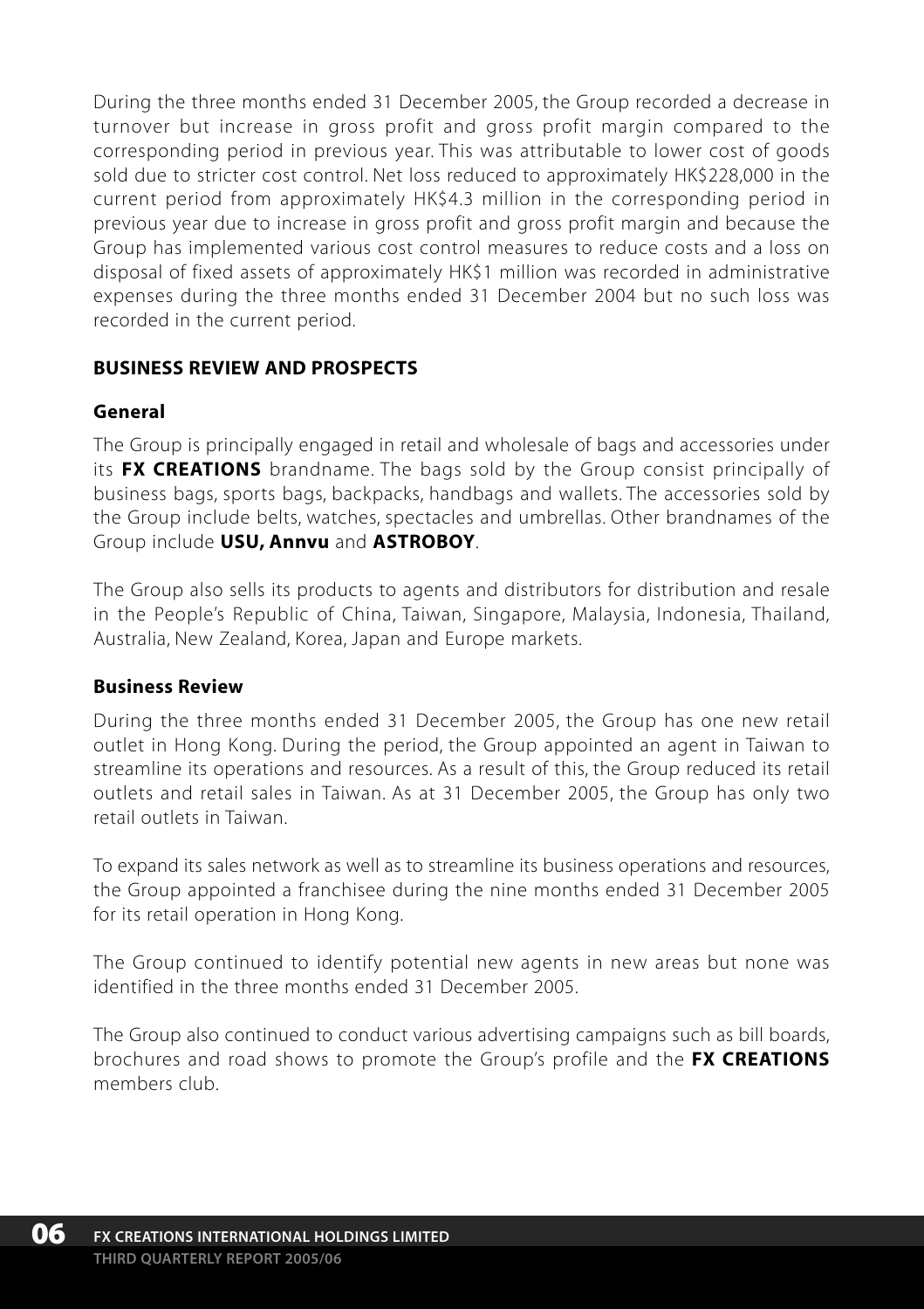During the three months ended 31 December 2005, the Group recorded a decrease in turnover but increase in gross profit and gross profit margin compared to the corresponding period in previous year. This was attributable to lower cost of goods sold due to stricter cost control. Net loss reduced to approximately HK$228,000 in the current period from approximately HK$4.3 million in the corresponding period in previous year due to increase in gross profit and gross profit margin and because the Group has implemented various cost control measures to reduce costs and a loss on disposal of fixed assets of approximately HK$1 million was recorded in administrative expenses during the three months ended 31 December 2004 but no such loss was recorded in the current period.

## BUSINESS REVIEW AND PROSPECTS

### General

The Group is principally engaged in retail and wholesale of bags and accessories under its **FX CREATIONS** brandname. The bags sold by the Group consist principally of business bags, sports bags, backpacks, handbags and wallets. The accessories sold by the Group include belts, watches, spectacles and umbrellas. Other brandnames of the Group include **USU, Annvu** and **ASTROBOY**.

The Group also sells its products to agents and distributors for distribution and resale in the People's Republic of China, Taiwan, Singapore, Malaysia, Indonesia, Thailand, Australia, New Zealand, Korea, Japan and Europe markets.

### Business Review

During the three months ended 31 December 2005, the Group has one new retail outlet in Hong Kong. During the period, the Group appointed an agent in Taiwan to streamline its operations and resources. As a result of this, the Group reduced its retail outlets and retail sales in Taiwan. As at 31 December 2005, the Group has only two retail outlets in Taiwan.

To expand its sales network as well as to streamline its business operations and resources, the Group appointed a franchisee during the nine months ended 31 December 2005 for its retail operation in Hong Kong.

The Group continued to identify potential new agents in new areas but none was identified in the three months ended 31 December 2005.

The Group also continued to conduct various advertising campaigns such as bill boards, brochures and road shows to promote the Group's profile and the **FX CREATIONS** members club.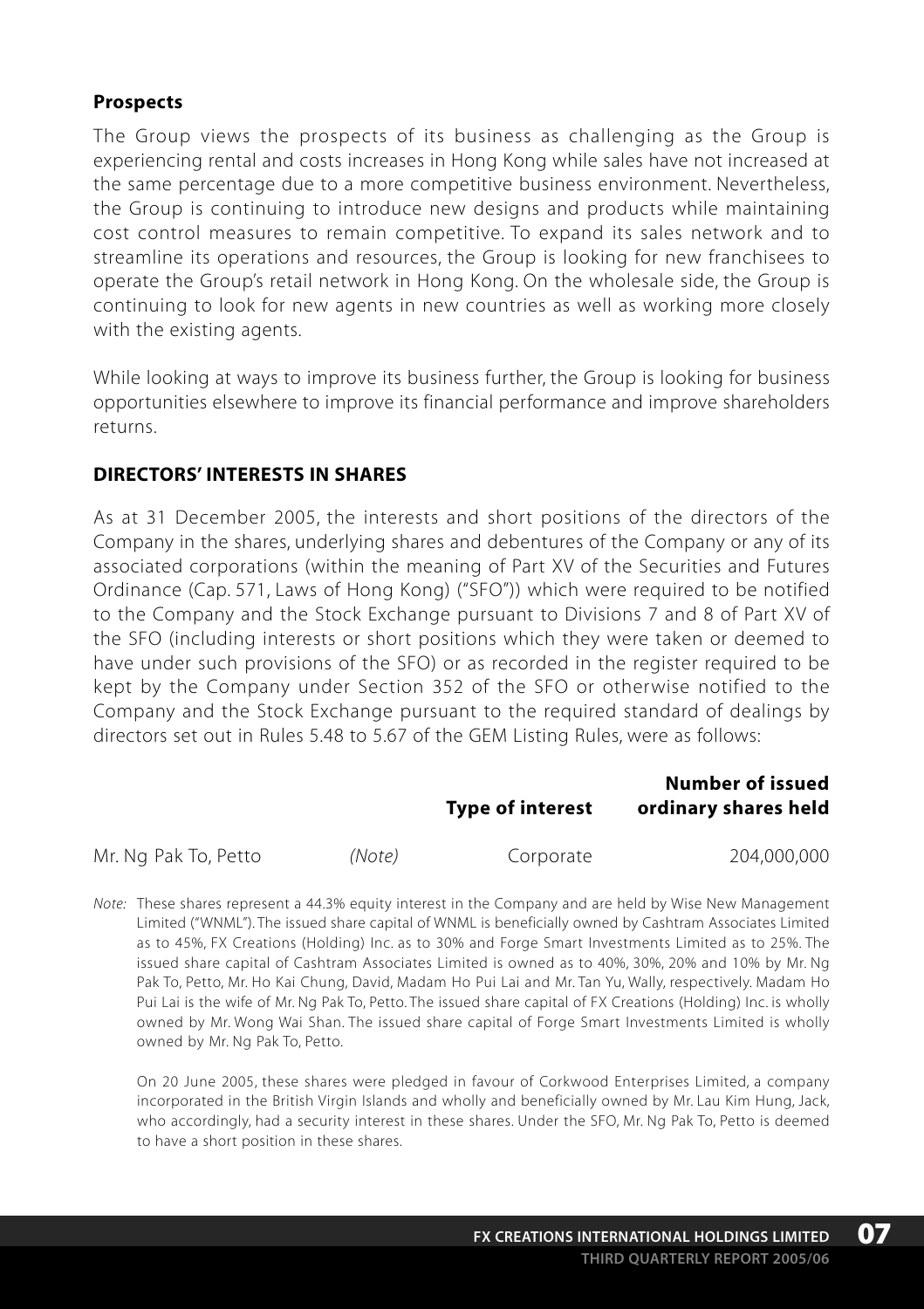### Prospects

The Group views the prospects of its business as challenging as the Group is experiencing rental and costs increases in Hong Kong while sales have not increased at the same percentage due to a more competitive business environment. Nevertheless, the Group is continuing to introduce new designs and products while maintaining cost control measures to remain competitive. To expand its sales network and to streamline its operations and resources, the Group is looking for new franchisees to operate the Group's retail network in Hong Kong. On the wholesale side, the Group is continuing to look for new agents in new countries as well as working more closely with the existing agents.

While looking at ways to improve its business further, the Group is looking for business opportunities elsewhere to improve its financial performance and improve shareholders returns.

## DIRECTORS' INTERESTS IN SHARES

As at 31 December 2005, the interests and short positions of the directors of the Company in the shares, underlying shares and debentures of the Company or any of its associated corporations (within the meaning of Part XV of the Securities and Futures Ordinance (Cap. 571, Laws of Hong Kong) ("SFO")) which were required to be notified to the Company and the Stock Exchange pursuant to Divisions 7 and 8 of Part XV of the SFO (including interests or short positions which they were taken or deemed to have under such provisions of the SFO) or as recorded in the register required to be kept by the Company under Section 352 of the SFO or otherwise notified to the Company and the Stock Exchange pursuant to the required standard of dealings by directors set out in Rules 5.48 to 5.67 of the GEM Listing Rules, were as follows:

| | | Type of interest | Number of issued ordinary shares held |
|---|---|---|---|
| Mr. Ng Pak To, Petto | *(Note)* | Corporate | 204,000,000 |

*Note:* These shares represent a 44.3% equity interest in the Company and are held by Wise New Management Limited ("WNML"). The issued share capital of WNML is beneficially owned by Cashtram Associates Limited as to 45%, FX Creations (Holding) Inc. as to 30% and Forge Smart Investments Limited as to 25%. The issued share capital of Cashtram Associates Limited is owned as to 40%, 30%, 20% and 10% by Mr. Ng Pak To, Petto, Mr. Ho Kai Chung, David, Madam Ho Pui Lai and Mr. Tan Yu, Wally, respectively. Madam Ho Pui Lai is the wife of Mr. Ng Pak To, Petto. The issued share capital of FX Creations (Holding) Inc. is wholly owned by Mr. Wong Wai Shan. The issued share capital of Forge Smart Investments Limited is wholly owned by Mr. Ng Pak To, Petto.

On 20 June 2005, these shares were pledged in favour of Corkwood Enterprises Limited, a company incorporated in the British Virgin Islands and wholly and beneficially owned by Mr. Lau Kim Hung, Jack, who accordingly, had a security interest in these shares. Under the SFO, Mr. Ng Pak To, Petto is deemed to have a short position in these shares.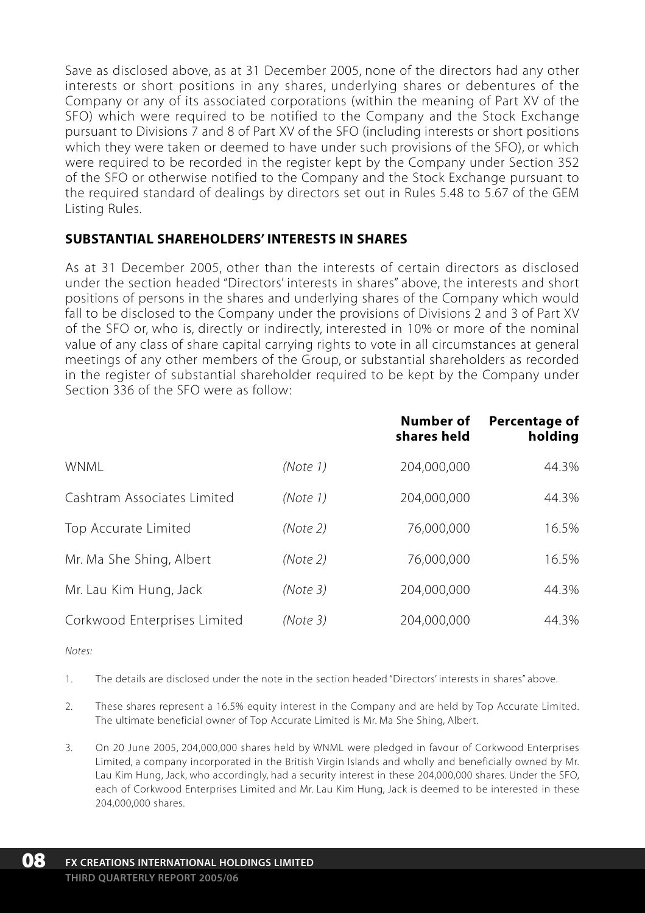Save as disclosed above, as at 31 December 2005, none of the directors had any other interests or short positions in any shares, underlying shares or debentures of the Company or any of its associated corporations (within the meaning of Part XV of the SFO) which were required to be notified to the Company and the Stock Exchange pursuant to Divisions 7 and 8 of Part XV of the SFO (including interests or short positions which they were taken or deemed to have under such provisions of the SFO), or which were required to be recorded in the register kept by the Company under Section 352 of the SFO or otherwise notified to the Company and the Stock Exchange pursuant to the required standard of dealings by directors set out in Rules 5.48 to 5.67 of the GEM Listing Rules.

## SUBSTANTIAL SHAREHOLDERS' INTERESTS IN SHARES

As at 31 December 2005, other than the interests of certain directors as disclosed under the section headed "Directors' interests in shares" above, the interests and short positions of persons in the shares and underlying shares of the Company which would fall to be disclosed to the Company under the provisions of Divisions 2 and 3 of Part XV of the SFO or, who is, directly or indirectly, interested in 10% or more of the nominal value of any class of share capital carrying rights to vote in all circumstances at general meetings of any other members of the Group, or substantial shareholders as recorded in the register of substantial shareholder required to be kept by the Company under Section 336 of the SFO were as follow:

| | | Number of shares held | Percentage of holding |
|---|---|---|---|
| WNML | *(Note 1)* | 204,000,000 | 44.3% |
| Cashtram Associates Limited | *(Note 1)* | 204,000,000 | 44.3% |
| Top Accurate Limited | *(Note 2)* | 76,000,000 | 16.5% |
| Mr. Ma She Shing, Albert | *(Note 2)* | 76,000,000 | 16.5% |
| Mr. Lau Kim Hung, Jack | *(Note 3)* | 204,000,000 | 44.3% |
| Corkwood Enterprises Limited | *(Note 3)* | 204,000,000 | 44.3% |

*Notes:*

1. The details are disclosed under the note in the section headed "Directors' interests in shares" above.

2. These shares represent a 16.5% equity interest in the Company and are held by Top Accurate Limited. The ultimate beneficial owner of Top Accurate Limited is Mr. Ma She Shing, Albert.

3. On 20 June 2005, 204,000,000 shares held by WNML were pledged in favour of Corkwood Enterprises Limited, a company incorporated in the British Virgin Islands and wholly and beneficially owned by Mr. Lau Kim Hung, Jack, who accordingly, had a security interest in these 204,000,000 shares. Under the SFO, each of Corkwood Enterprises Limited and Mr. Lau Kim Hung, Jack is deemed to be interested in these 204,000,000 shares.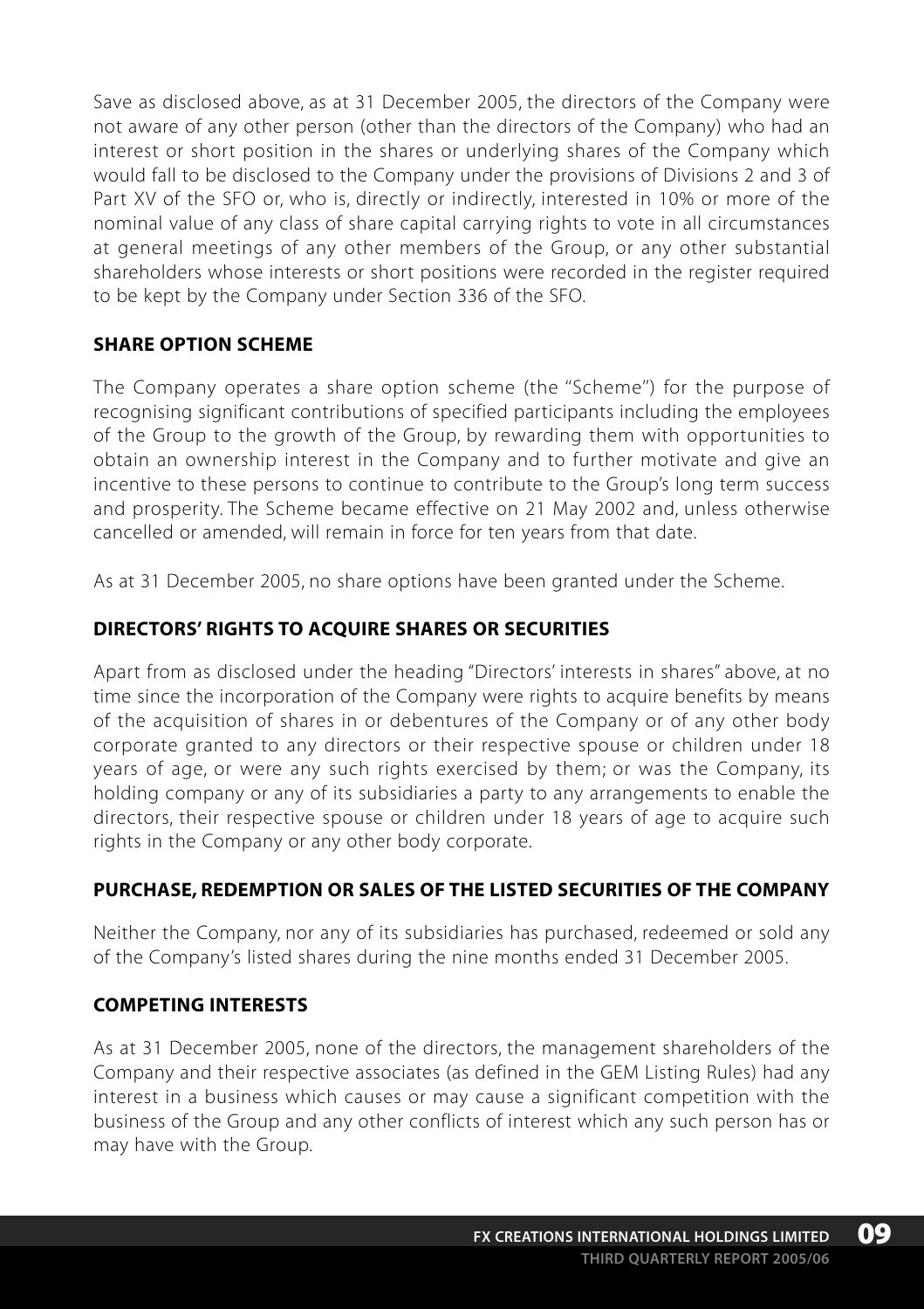Save as disclosed above, as at 31 December 2005, the directors of the Company were not aware of any other person (other than the directors of the Company) who had an interest or short position in the shares or underlying shares of the Company which would fall to be disclosed to the Company under the provisions of Divisions 2 and 3 of Part XV of the SFO or, who is, directly or indirectly, interested in 10% or more of the nominal value of any class of share capital carrying rights to vote in all circumstances at general meetings of any other members of the Group, or any other substantial shareholders whose interests or short positions were recorded in the register required to be kept by the Company under Section 336 of the SFO.

## SHARE OPTION SCHEME

The Company operates a share option scheme (the "Scheme") for the purpose of recognising significant contributions of specified participants including the employees of the Group to the growth of the Group, by rewarding them with opportunities to obtain an ownership interest in the Company and to further motivate and give an incentive to these persons to continue to contribute to the Group's long term success and prosperity. The Scheme became effective on 21 May 2002 and, unless otherwise cancelled or amended, will remain in force for ten years from that date.

As at 31 December 2005, no share options have been granted under the Scheme.

## DIRECTORS' RIGHTS TO ACQUIRE SHARES OR SECURITIES

Apart from as disclosed under the heading "Directors' interests in shares" above, at no time since the incorporation of the Company were rights to acquire benefits by means of the acquisition of shares in or debentures of the Company or of any other body corporate granted to any directors or their respective spouse or children under 18 years of age, or were any such rights exercised by them; or was the Company, its holding company or any of its subsidiaries a party to any arrangements to enable the directors, their respective spouse or children under 18 years of age to acquire such rights in the Company or any other body corporate.

## PURCHASE, REDEMPTION OR SALES OF THE LISTED SECURITIES OF THE COMPANY

Neither the Company, nor any of its subsidiaries has purchased, redeemed or sold any of the Company's listed shares during the nine months ended 31 December 2005.

## COMPETING INTERESTS

As at 31 December 2005, none of the directors, the management shareholders of the Company and their respective associates (as defined in the GEM Listing Rules) had any interest in a business which causes or may cause a significant competition with the business of the Group and any other conflicts of interest which any such person has or may have with the Group.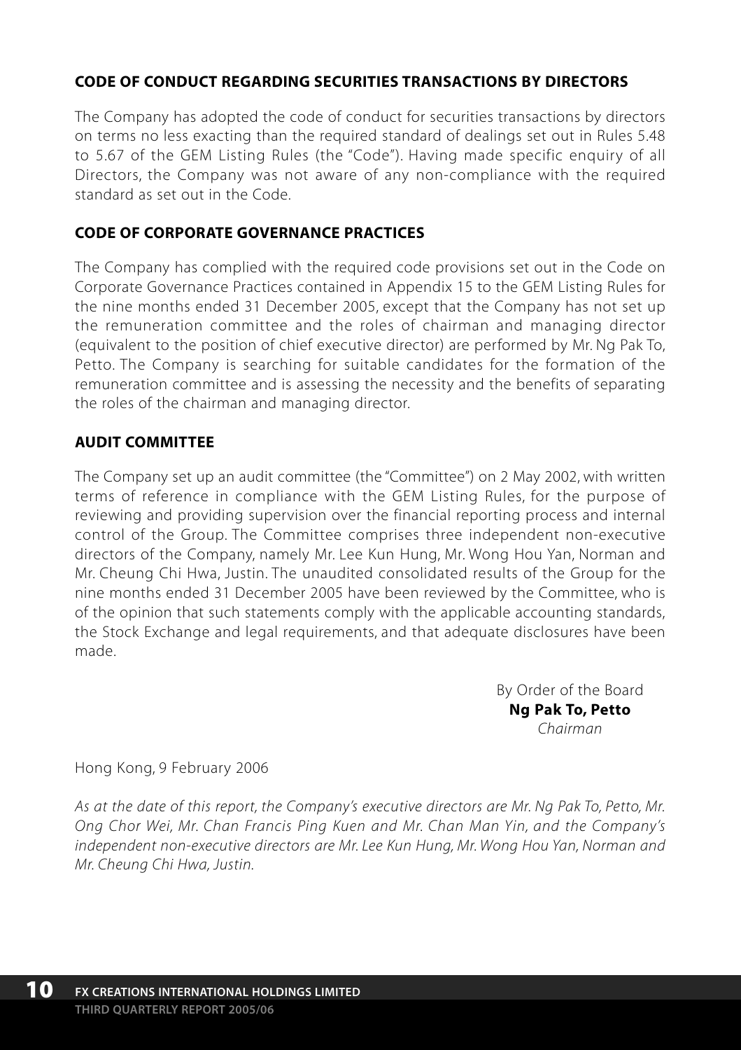## CODE OF CONDUCT REGARDING SECURITIES TRANSACTIONS BY DIRECTORS

The Company has adopted the code of conduct for securities transactions by directors on terms no less exacting than the required standard of dealings set out in Rules 5.48 to 5.67 of the GEM Listing Rules (the "Code"). Having made specific enquiry of all Directors, the Company was not aware of any non-compliance with the required standard as set out in the Code.

## CODE OF CORPORATE GOVERNANCE PRACTICES

The Company has complied with the required code provisions set out in the Code on Corporate Governance Practices contained in Appendix 15 to the GEM Listing Rules for the nine months ended 31 December 2005, except that the Company has not set up the remuneration committee and the roles of chairman and managing director (equivalent to the position of chief executive director) are performed by Mr. Ng Pak To, Petto. The Company is searching for suitable candidates for the formation of the remuneration committee and is assessing the necessity and the benefits of separating the roles of the chairman and managing director.

## AUDIT COMMITTEE

The Company set up an audit committee (the "Committee") on 2 May 2002, with written terms of reference in compliance with the GEM Listing Rules, for the purpose of reviewing and providing supervision over the financial reporting process and internal control of the Group. The Committee comprises three independent non-executive directors of the Company, namely Mr. Lee Kun Hung, Mr. Wong Hou Yan, Norman and Mr. Cheung Chi Hwa, Justin. The unaudited consolidated results of the Group for the nine months ended 31 December 2005 have been reviewed by the Committee, who is of the opinion that such statements comply with the applicable accounting standards, the Stock Exchange and legal requirements, and that adequate disclosures have been made.

By Order of the Board
**Ng Pak To, Petto**
*Chairman*

Hong Kong, 9 February 2006

*As at the date of this report, the Company's executive directors are Mr. Ng Pak To, Petto, Mr. Ong Chor Wei, Mr. Chan Francis Ping Kuen and Mr. Chan Man Yin, and the Company's independent non-executive directors are Mr. Lee Kun Hung, Mr. Wong Hou Yan, Norman and Mr. Cheung Chi Hwa, Justin.*